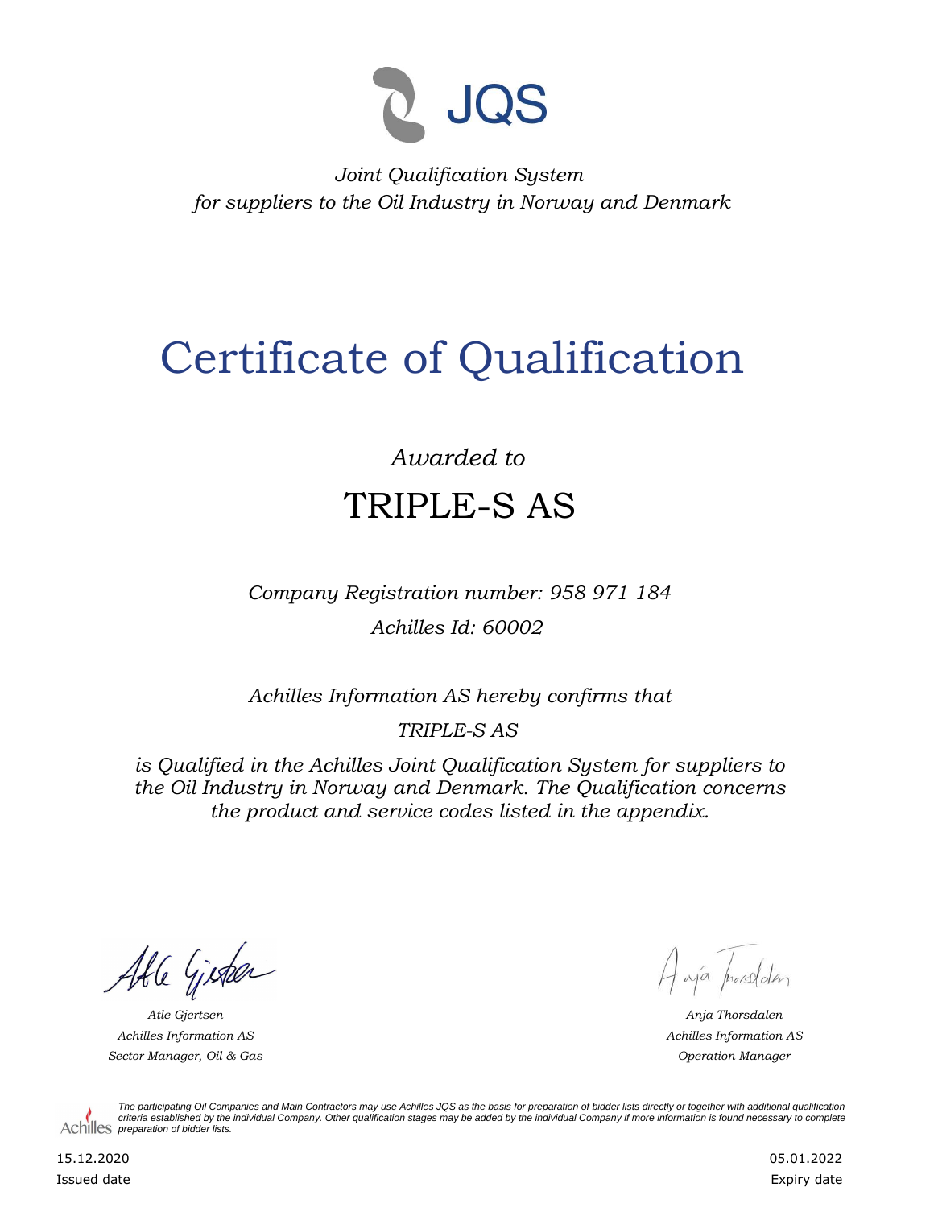JQS

*Joint Qualification System*
*for suppliers to the Oil Industry in Norway and Denmark*

# Certificate of Qualification

*Awarded to*

## TRIPLE-S AS

*Company Registration number: 958 971 184*

*Achilles Id: 60002*

*Achilles Information AS hereby confirms that*

*TRIPLE-S AS*

*is Qualified in the Achilles Joint Qualification System for suppliers to the Oil Industry in Norway and Denmark. The Qualification concerns the product and service codes listed in the appendix.*

*Atle Gjertsen*
*Achilles Information AS*
*Sector Manager, Oil & Gas*

*Anja Thorsdalen*
*Achilles Information AS*
*Operation Manager*

*The participating Oil Companies and Main Contractors may use Achilles JQS as the basis for preparation of bidder lists directly or together with additional qualification criteria established by the individual Company. Other qualification stages may be added by the individual Company if more information is found necessary to complete preparation of bidder lists.*

15.12.2020
Issued date

05.01.2022
Expiry date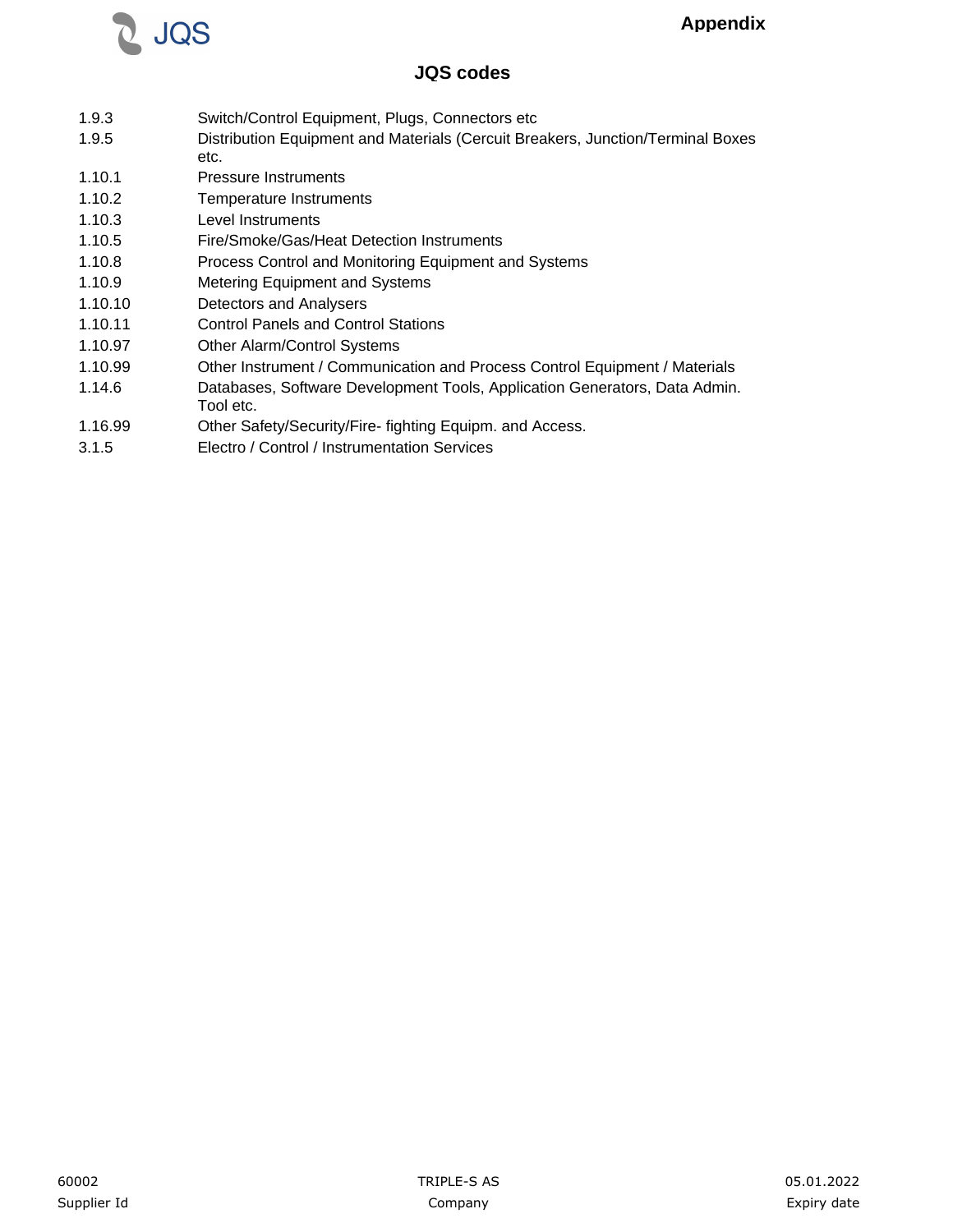## JQS codes

| | |
|---|---|
| 1.9.3 | Switch/Control Equipment, Plugs, Connectors etc |
| 1.9.5 | Distribution Equipment and Materials (Cercuit Breakers, Junction/Terminal Boxes etc. |
| 1.10.1 | Pressure Instruments |
| 1.10.2 | Temperature Instruments |
| 1.10.3 | Level Instruments |
| 1.10.5 | Fire/Smoke/Gas/Heat Detection Instruments |
| 1.10.8 | Process Control and Monitoring Equipment and Systems |
| 1.10.9 | Metering Equipment and Systems |
| 1.10.10 | Detectors and Analysers |
| 1.10.11 | Control Panels and Control Stations |
| 1.10.97 | Other Alarm/Control Systems |
| 1.10.99 | Other Instrument / Communication and Process Control Equipment / Materials |
| 1.14.6 | Databases, Software Development Tools, Application Generators, Data Admin. Tool etc. |
| 1.16.99 | Other Safety/Security/Fire- fighting Equipm. and Access. |
| 3.1.5 | Electro / Control / Instrumentation Services |